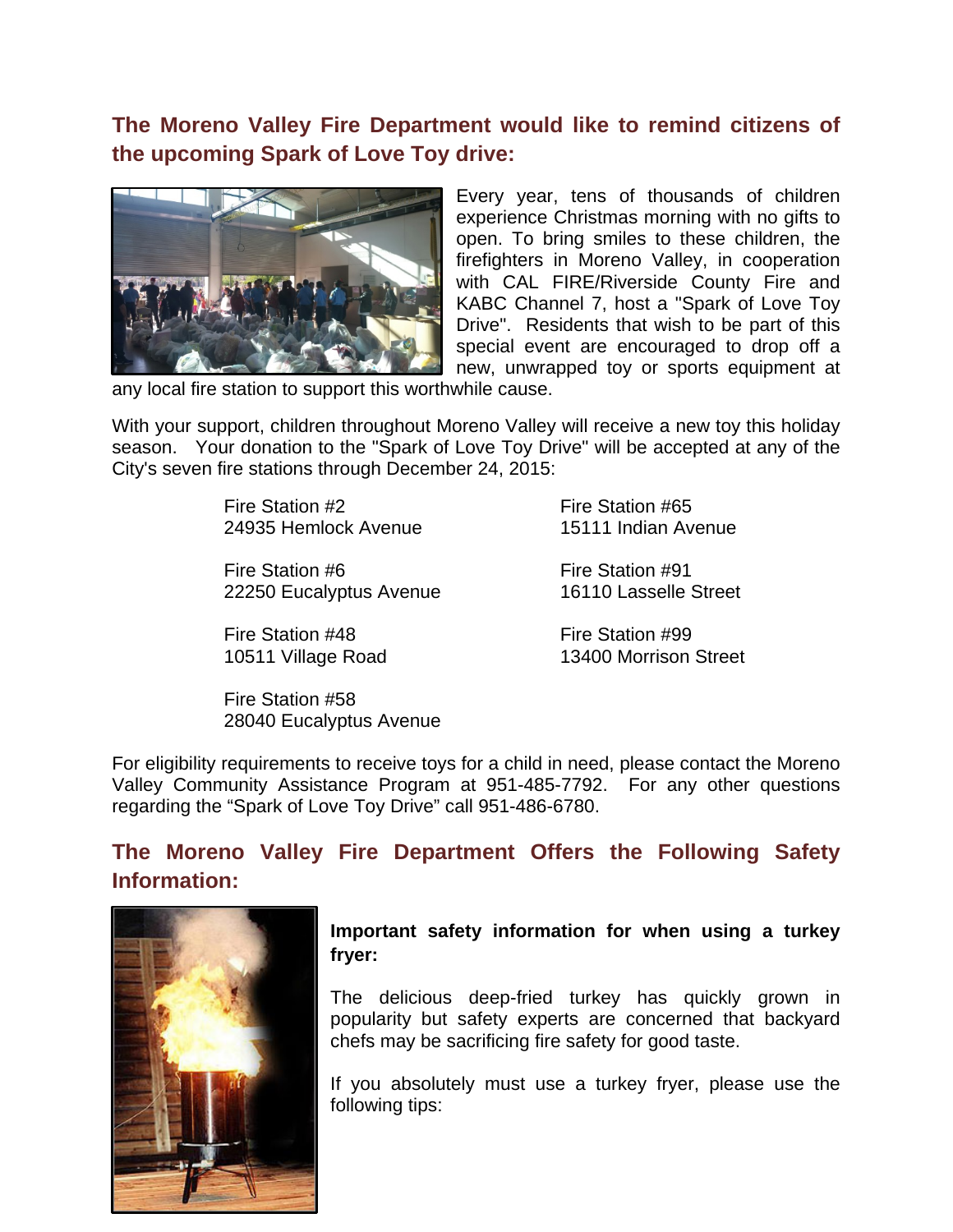## The Moreno Valley Fire Department would like to remind citizens of the upcoming Spark of Love Toy drive:

Every year, tens of thousands of children experience Christmas morning with no gifts to open. To bring smiles to these children, the firefighters in Moreno Valley, in cooperation with CAL FIRE/Riverside County Fire and KABC Channel 7, host a "Spark of Love Toy Drive". Residents that wish to be part of this special event are encouraged to drop off a new, unwrapped toy or sports equipment at any local fire station to support this worthwhile cause.

With your support, children throughout Moreno Valley will receive a new toy this holiday season. Your donation to the "Spark of Love Toy Drive" will be accepted at any of the City's seven fire stations through December 24, 2015:

Fire Station #2
24935 Hemlock Avenue

Fire Station #6
22250 Eucalyptus Avenue

Fire Station #48
10511 Village Road

Fire Station #58
28040 Eucalyptus Avenue

Fire Station #65
15111 Indian Avenue

Fire Station #91
16110 Lasselle Street

Fire Station #99
13400 Morrison Street

For eligibility requirements to receive toys for a child in need, please contact the Moreno Valley Community Assistance Program at 951-485-7792. For any other questions regarding the “Spark of Love Toy Drive” call 951-486-6780.

## The Moreno Valley Fire Department Offers the Following Safety Information:

**Important safety information for when using a turkey fryer:**

The delicious deep-fried turkey has quickly grown in popularity but safety experts are concerned that backyard chefs may be sacrificing fire safety for good taste.

If you absolutely must use a turkey fryer, please use the following tips: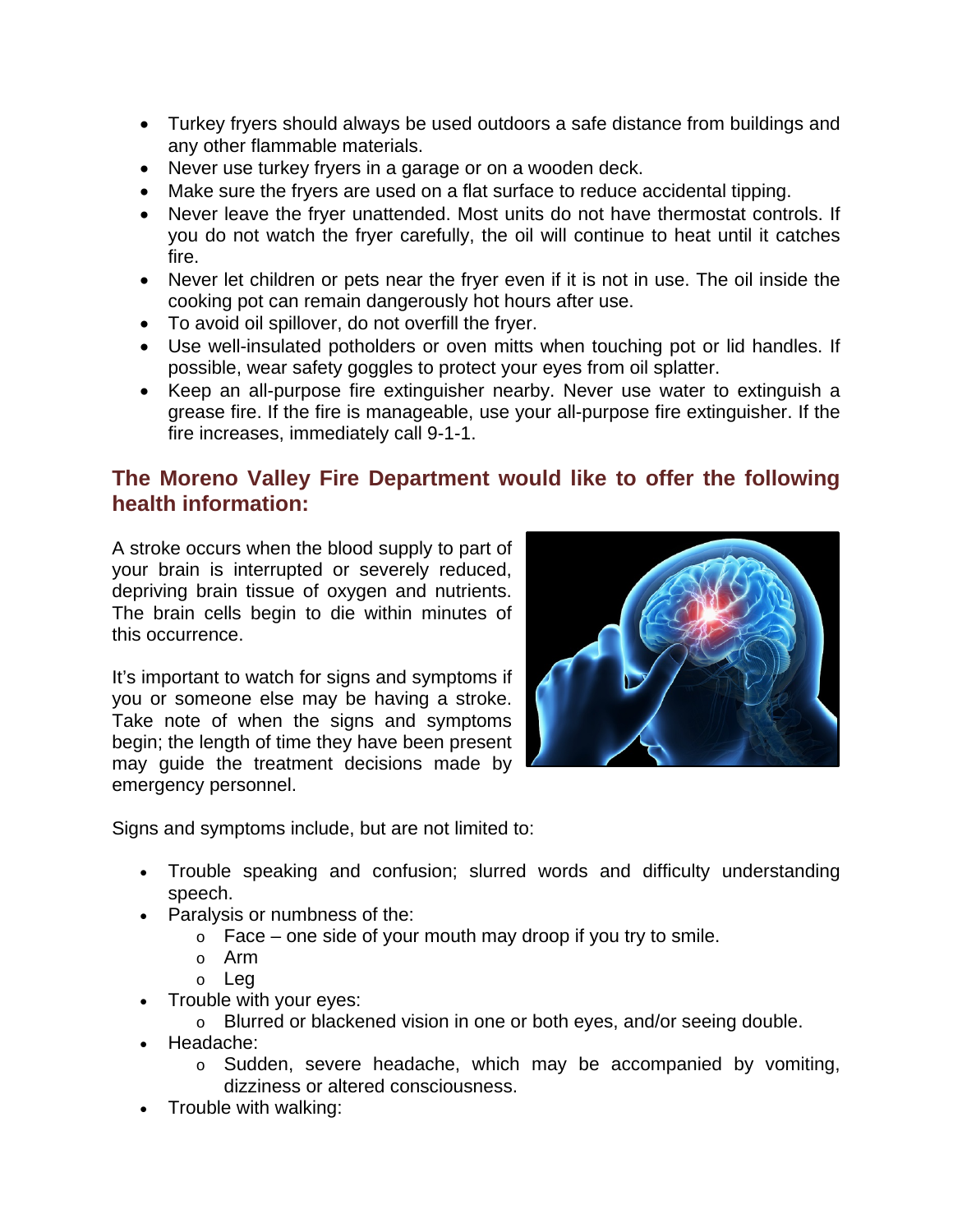- Turkey fryers should always be used outdoors a safe distance from buildings and any other flammable materials.
- Never use turkey fryers in a garage or on a wooden deck.
- Make sure the fryers are used on a flat surface to reduce accidental tipping.
- Never leave the fryer unattended. Most units do not have thermostat controls. If you do not watch the fryer carefully, the oil will continue to heat until it catches fire.
- Never let children or pets near the fryer even if it is not in use. The oil inside the cooking pot can remain dangerously hot hours after use.
- To avoid oil spillover, do not overfill the fryer.
- Use well-insulated potholders or oven mitts when touching pot or lid handles. If possible, wear safety goggles to protect your eyes from oil splatter.
- Keep an all-purpose fire extinguisher nearby. Never use water to extinguish a grease fire. If the fire is manageable, use your all-purpose fire extinguisher. If the fire increases, immediately call 9-1-1.

## The Moreno Valley Fire Department would like to offer the following health information:

A stroke occurs when the blood supply to part of your brain is interrupted or severely reduced, depriving brain tissue of oxygen and nutrients. The brain cells begin to die within minutes of this occurrence.

It's important to watch for signs and symptoms if you or someone else may be having a stroke. Take note of when the signs and symptoms begin; the length of time they have been present may guide the treatment decisions made by emergency personnel.

Signs and symptoms include, but are not limited to:

- Trouble speaking and confusion; slurred words and difficulty understanding speech.
- Paralysis or numbness of the:
  - Face – one side of your mouth may droop if you try to smile.
  - Arm
  - Leg
- Trouble with your eyes:
  - Blurred or blackened vision in one or both eyes, and/or seeing double.
- Headache:
  - Sudden, severe headache, which may be accompanied by vomiting, dizziness or altered consciousness.
- Trouble with walking: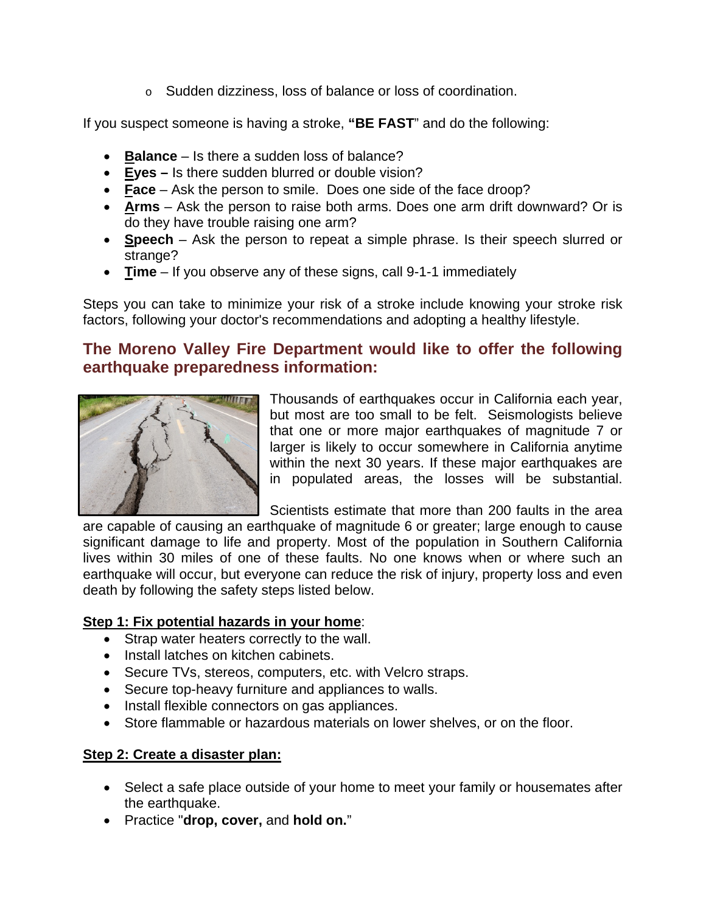- Sudden dizziness, loss of balance or loss of coordination.

If you suspect someone is having a stroke, **"BE FAST"** and do the following:

- **B**alance – Is there a sudden loss of balance?
- **E**yes – Is there sudden blurred or double vision?
- **F**ace – Ask the person to smile. Does one side of the face droop?
- **A**rms – Ask the person to raise both arms. Does one arm drift downward? Or is do they have trouble raising one arm?
- **S**peech – Ask the person to repeat a simple phrase. Is their speech slurred or strange?
- **T**ime – If you observe any of these signs, call 9-1-1 immediately

Steps you can take to minimize your risk of a stroke include knowing your stroke risk factors, following your doctor's recommendations and adopting a healthy lifestyle.

## The Moreno Valley Fire Department would like to offer the following earthquake preparedness information:

Thousands of earthquakes occur in California each year, but most are too small to be felt. Seismologists believe that one or more major earthquakes of magnitude 7 or larger is likely to occur somewhere in California anytime within the next 30 years. If these major earthquakes are in populated areas, the losses will be substantial.

Scientists estimate that more than 200 faults in the area are capable of causing an earthquake of magnitude 6 or greater; large enough to cause significant damage to life and property. Most of the population in Southern California lives within 30 miles of one of these faults. No one knows when or where such an earthquake will occur, but everyone can reduce the risk of injury, property loss and even death by following the safety steps listed below.

**Step 1: Fix potential hazards in your home**:

- Strap water heaters correctly to the wall.
- Install latches on kitchen cabinets.
- Secure TVs, stereos, computers, etc. with Velcro straps.
- Secure top-heavy furniture and appliances to walls.
- Install flexible connectors on gas appliances.
- Store flammable or hazardous materials on lower shelves, or on the floor.

**Step 2: Create a disaster plan:**

- Select a safe place outside of your home to meet your family or housemates after the earthquake.
- Practice "**drop, cover,** and **hold on.**"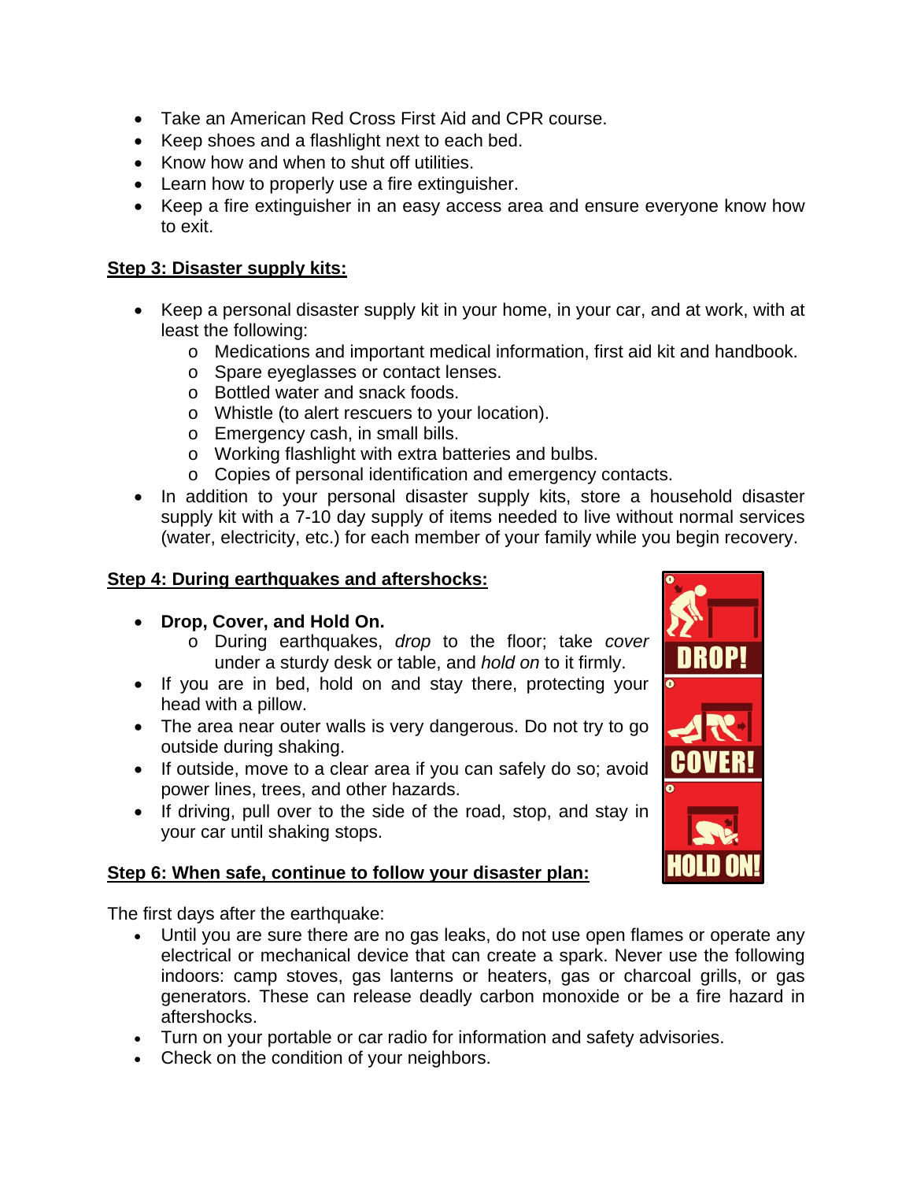- Take an American Red Cross First Aid and CPR course.
- Keep shoes and a flashlight next to each bed.
- Know how and when to shut off utilities.
- Learn how to properly use a fire extinguisher.
- Keep a fire extinguisher in an easy access area and ensure everyone know how to exit.

**Step 3: Disaster supply kits:**

- Keep a personal disaster supply kit in your home, in your car, and at work, with at least the following:
  - Medications and important medical information, first aid kit and handbook.
  - Spare eyeglasses or contact lenses.
  - Bottled water and snack foods.
  - Whistle (to alert rescuers to your location).
  - Emergency cash, in small bills.
  - Working flashlight with extra batteries and bulbs.
  - Copies of personal identification and emergency contacts.
- In addition to your personal disaster supply kits, store a household disaster supply kit with a 7-10 day supply of items needed to live without normal services (water, electricity, etc.) for each member of your family while you begin recovery.

**Step 4: During earthquakes and aftershocks:**

- **Drop, Cover, and Hold On.**
  - During earthquakes, *drop* to the floor; take *cover* under a sturdy desk or table, and *hold on* to it firmly.
- If you are in bed, hold on and stay there, protecting your head with a pillow.
- The area near outer walls is very dangerous. Do not try to go outside during shaking.
- If outside, move to a clear area if you can safely do so; avoid power lines, trees, and other hazards.
- If driving, pull over to the side of the road, stop, and stay in your car until shaking stops.

**Step 6: When safe, continue to follow your disaster plan:**

The first days after the earthquake:

- Until you are sure there are no gas leaks, do not use open flames or operate any electrical or mechanical device that can create a spark. Never use the following indoors: camp stoves, gas lanterns or heaters, gas or charcoal grills, or gas generators. These can release deadly carbon monoxide or be a fire hazard in aftershocks.
- Turn on your portable or car radio for information and safety advisories.
- Check on the condition of your neighbors.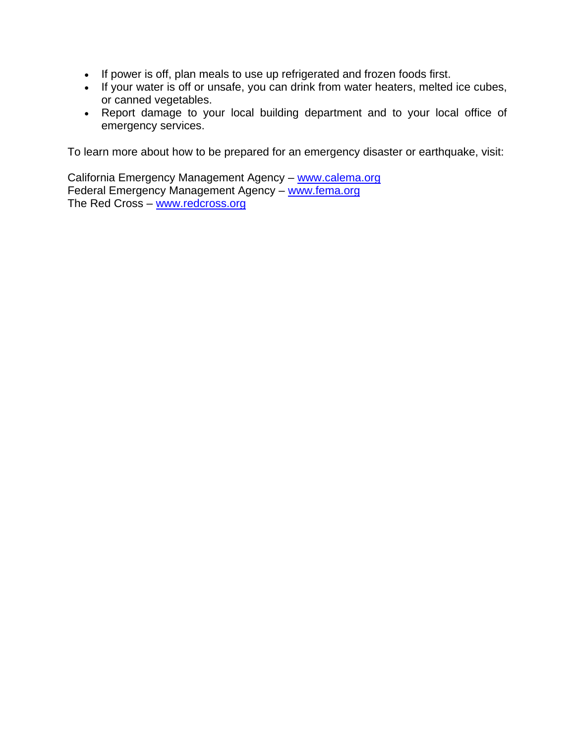- If power is off, plan meals to use up refrigerated and frozen foods first.
- If your water is off or unsafe, you can drink from water heaters, melted ice cubes, or canned vegetables.
- Report damage to your local building department and to your local office of emergency services.

To learn more about how to be prepared for an emergency disaster or earthquake, visit:

California Emergency Management Agency – www.calema.org
Federal Emergency Management Agency – www.fema.org
The Red Cross – www.redcross.org